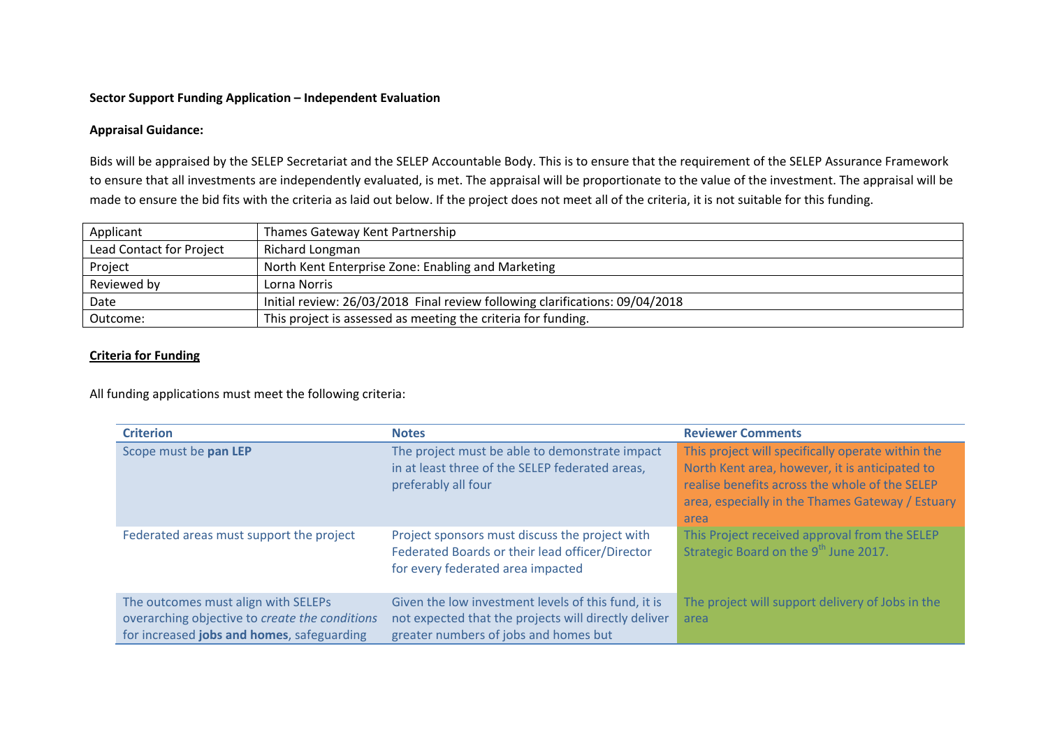**Sector Support Funding Application – Independent Evaluation**

**Appraisal Guidance:**

Bids will be appraised by the SELEP Secretariat and the SELEP Accountable Body. This is to ensure that the requirement of the SELEP Assurance Framework to ensure that all investments are independently evaluated, is met. The appraisal will be proportionate to the value of the investment. The appraisal will be made to ensure the bid fits with the criteria as laid out below. If the project does not meet all of the criteria, it is not suitable for this funding.

| | |
|---|---|
| Applicant | Thames Gateway Kent Partnership |
| Lead Contact for Project | Richard Longman |
| Project | North Kent Enterprise Zone: Enabling and Marketing |
| Reviewed by | Lorna Norris |
| Date | Initial review: 26/03/2018  Final review following clarifications: 09/04/2018 |
| Outcome: | This project is assessed as meeting the criteria for funding. |

**Criteria for Funding**

All funding applications must meet the following criteria:

| Criterion | Notes | Reviewer Comments |
|---|---|---|
| Scope must be **pan LEP** | The project must be able to demonstrate impact in at least three of the SELEP federated areas, preferably all four | This project will specifically operate within the North Kent area, however, it is anticipated to realise benefits across the whole of the SELEP area, especially in the Thames Gateway / Estuary area |
| Federated areas must support the project | Project sponsors must discuss the project with Federated Boards or their lead officer/Director for every federated area impacted | This Project received approval from the SELEP Strategic Board on the 9th June 2017. |
| The outcomes must align with SELEPs overarching objective to *create the conditions* for increased **jobs and homes**, safeguarding | Given the low investment levels of this fund, it is not expected that the projects will directly deliver greater numbers of jobs and homes but | The project will support delivery of Jobs in the area |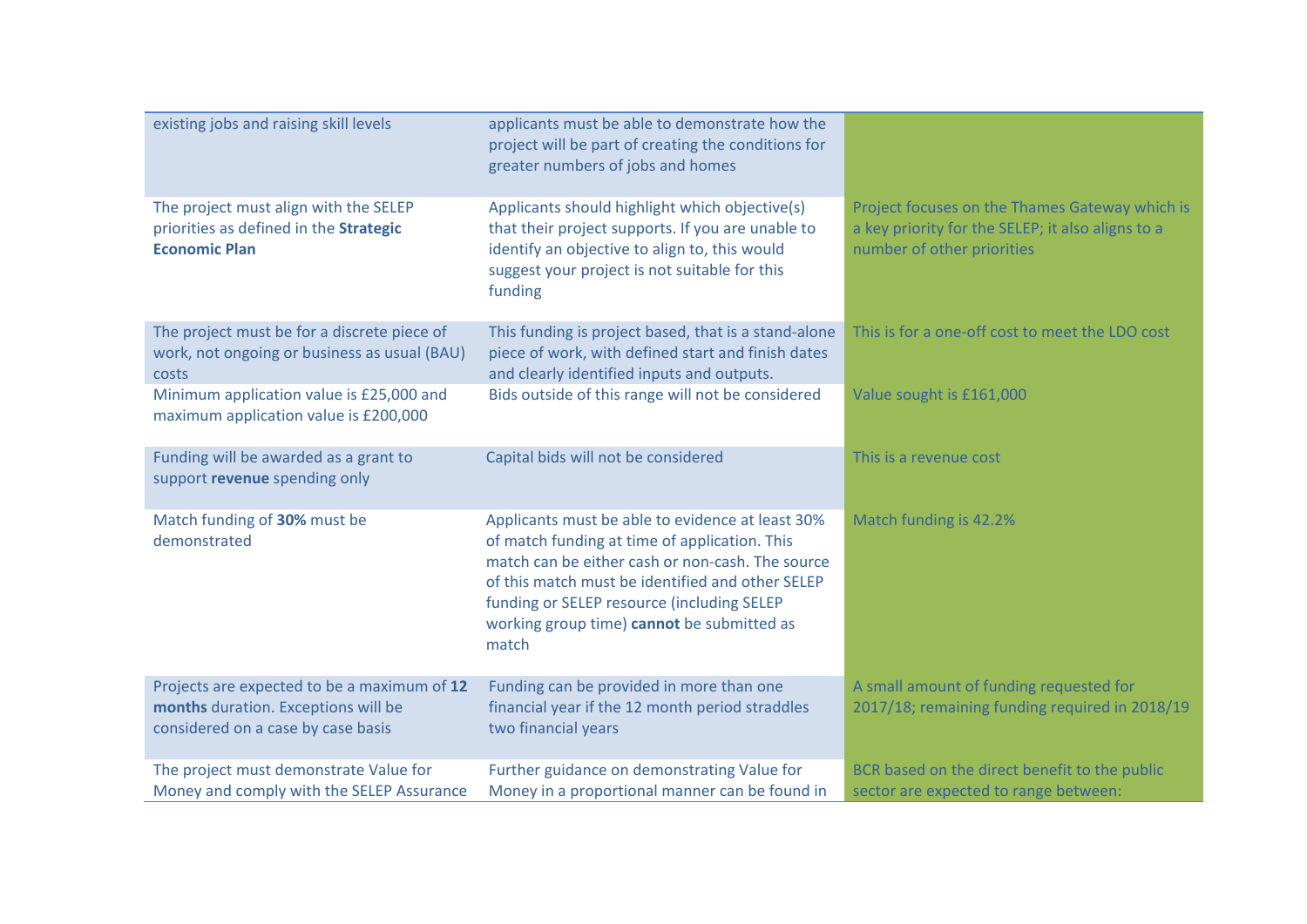| | | |
|---|---|---|
| existing jobs and raising skill levels | applicants must be able to demonstrate how the project will be part of creating the conditions for greater numbers of jobs and homes | |
| The project must align with the SELEP priorities as defined in the **Strategic Economic Plan** | Applicants should highlight which objective(s) that their project supports. If you are unable to identify an objective to align to, this would suggest your project is not suitable for this funding | Project focuses on the Thames Gateway which is a key priority for the SELEP; it also aligns to a number of other priorities |
| The project must be for a discrete piece of work, not ongoing or business as usual (BAU) costs | This funding is project based, that is a stand-alone piece of work, with defined start and finish dates and clearly identified inputs and outputs. | This is for a one-off cost to meet the LDO cost |
| Minimum application value is £25,000 and maximum application value is £200,000 | Bids outside of this range will not be considered | Value sought is £161,000 |
| Funding will be awarded as a grant to support **revenue** spending only | Capital bids will not be considered | This is a revenue cost |
| Match funding of **30%** must be demonstrated | Applicants must be able to evidence at least 30% of match funding at time of application. This match can be either cash or non-cash. The source of this match must be identified and other SELEP funding or SELEP resource (including SELEP working group time) **cannot** be submitted as match | Match funding is 42.2% |
| Projects are expected to be a maximum of **12 months** duration. Exceptions will be considered on a case by case basis | Funding can be provided in more than one financial year if the 12 month period straddles two financial years | A small amount of funding requested for 2017/18; remaining funding required in 2018/19 |
| The project must demonstrate Value for Money and comply with the SELEP Assurance | Further guidance on demonstrating Value for Money in a proportional manner can be found in | BCR based on the direct benefit to the public sector are expected to range between: |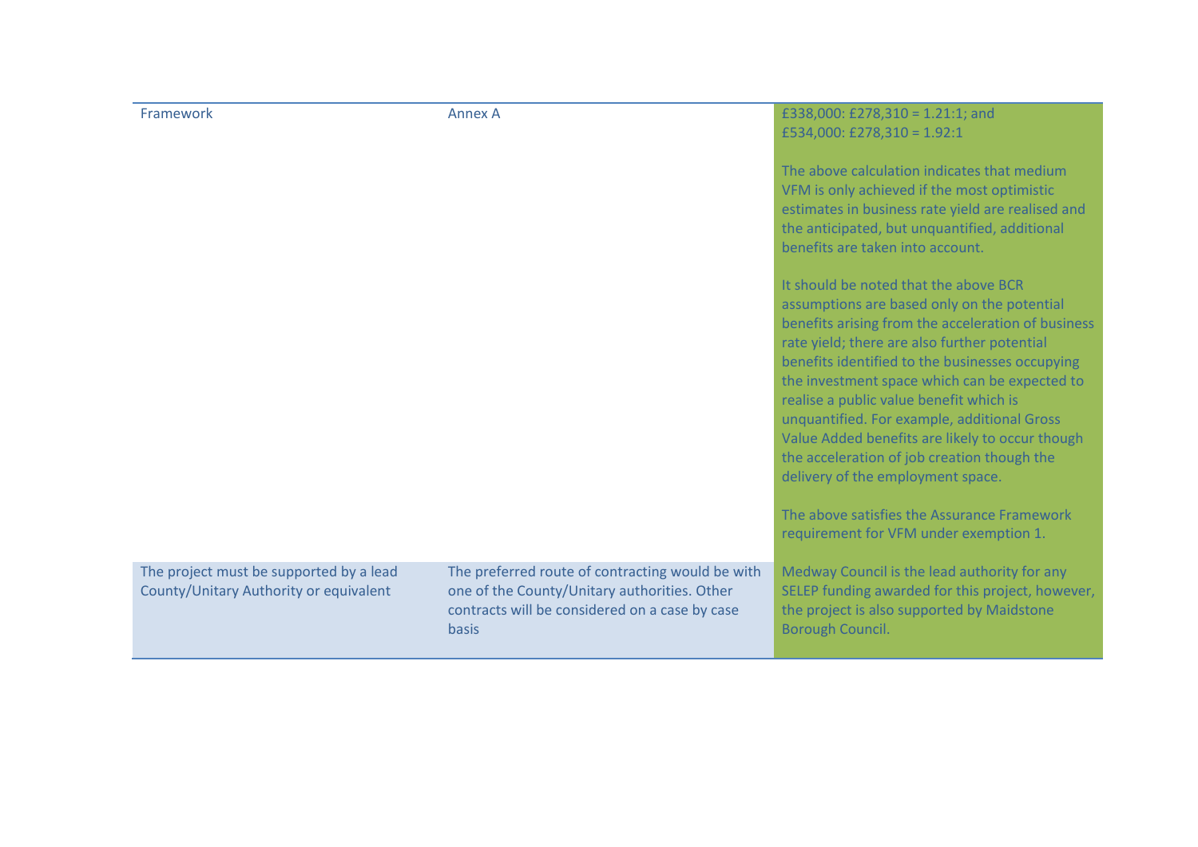| | | |
|---|---|---|
| Framework | Annex A | £338,000: £278,310 = 1.21:1; and<br>£534,000: £278,310 = 1.92:1<br><br>The above calculation indicates that medium VFM is only achieved if the most optimistic estimates in business rate yield are realised and the anticipated, but unquantified, additional benefits are taken into account.<br><br>It should be noted that the above BCR assumptions are based only on the potential benefits arising from the acceleration of business rate yield; there are also further potential benefits identified to the businesses occupying the investment space which can be expected to realise a public value benefit which is unquantified. For example, additional Gross Value Added benefits are likely to occur though the acceleration of job creation though the delivery of the employment space.<br><br>The above satisfies the Assurance Framework requirement for VFM under exemption 1. |
| The project must be supported by a lead County/Unitary Authority or equivalent | The preferred route of contracting would be with one of the County/Unitary authorities. Other contracts will be considered on a case by case basis | Medway Council is the lead authority for any SELEP funding awarded for this project, however, the project is also supported by Maidstone Borough Council. |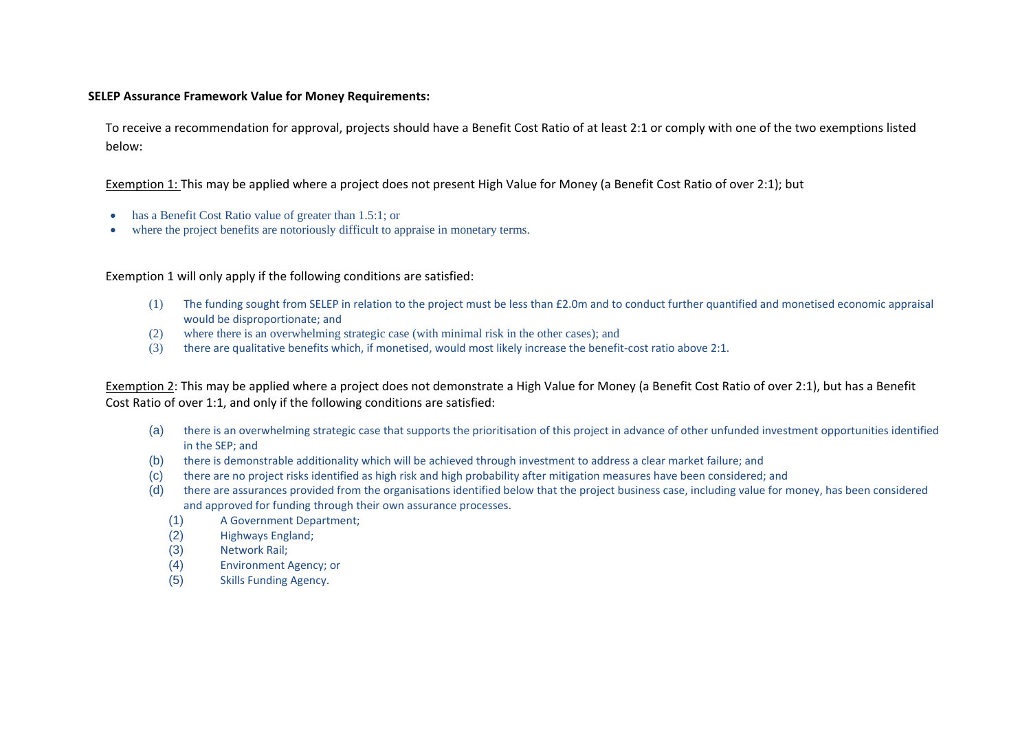**SELEP Assurance Framework Value for Money Requirements:**

To receive a recommendation for approval, projects should have a Benefit Cost Ratio of at least 2:1 or comply with one of the two exemptions listed below:

Exemption 1: This may be applied where a project does not present High Value for Money (a Benefit Cost Ratio of over 2:1); but

- has a Benefit Cost Ratio value of greater than 1.5:1; or
- where the project benefits are notoriously difficult to appraise in monetary terms.

Exemption 1 will only apply if the following conditions are satisfied:

(1) The funding sought from SELEP in relation to the project must be less than £2.0m and to conduct further quantified and monetised economic appraisal would be disproportionate; and
(2) where there is an overwhelming strategic case (with minimal risk in the other cases); and
(3) there are qualitative benefits which, if monetised, would most likely increase the benefit-cost ratio above 2:1.

Exemption 2: This may be applied where a project does not demonstrate a High Value for Money (a Benefit Cost Ratio of over 2:1), but has a Benefit Cost Ratio of over 1:1, and only if the following conditions are satisfied:

(a) there is an overwhelming strategic case that supports the prioritisation of this project in advance of other unfunded investment opportunities identified in the SEP; and
(b) there is demonstrable additionality which will be achieved through investment to address a clear market failure; and
(c) there are no project risks identified as high risk and high probability after mitigation measures have been considered; and
(d) there are assurances provided from the organisations identified below that the project business case, including value for money, has been considered and approved for funding through their own assurance processes.
   (1) A Government Department;
   (2) Highways England;
   (3) Network Rail;
   (4) Environment Agency; or
   (5) Skills Funding Agency.